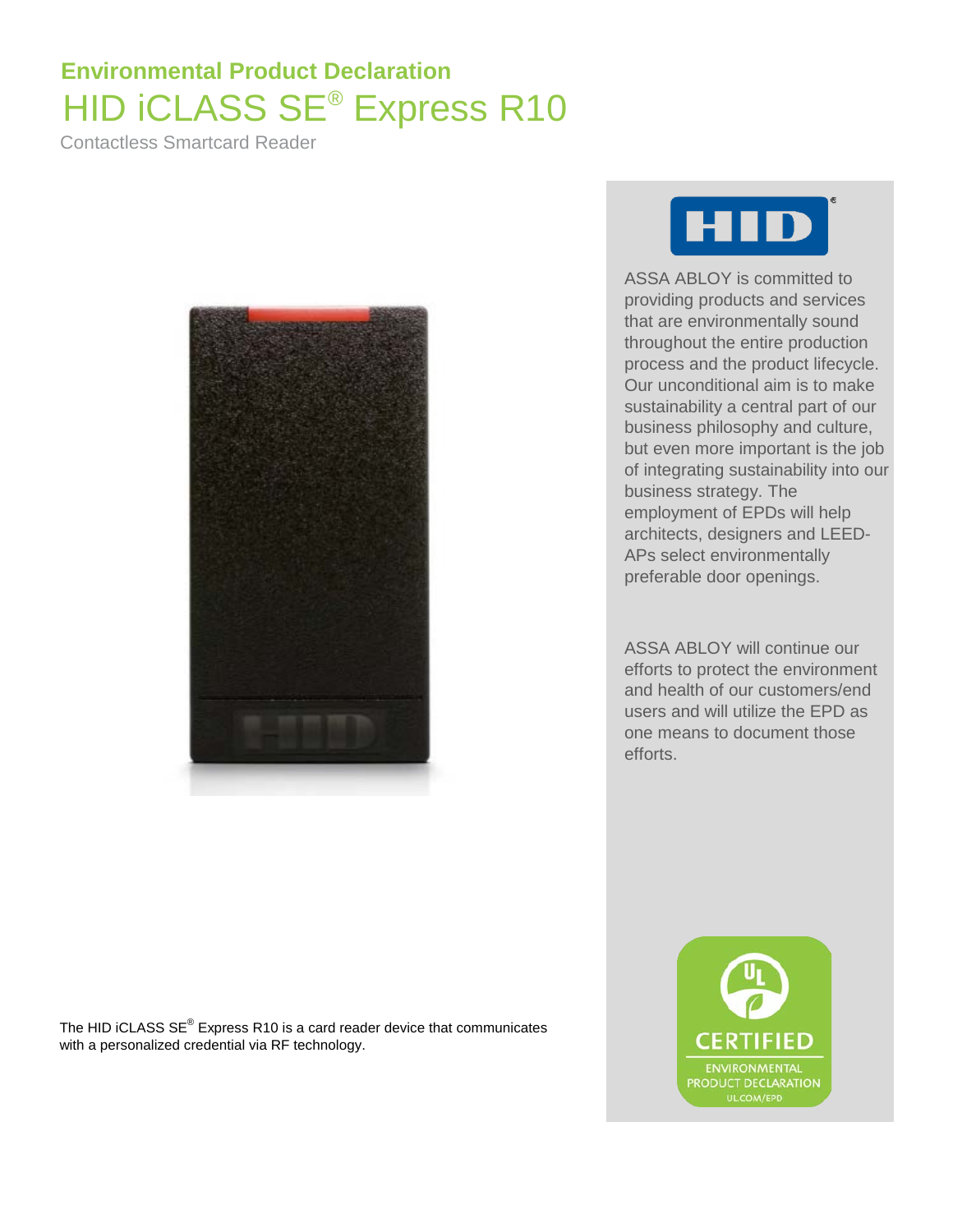## Environmental Product Declaration

# HID iCLASS SE® Express R10

Contactless Smartcard Reader

ASSA ABLOY is committed to providing products and services that are environmentally sound throughout the entire production process and the product lifecycle. Our unconditional aim is to make sustainability a central part of our business philosophy and culture, but even more important is the job of integrating sustainability into our business strategy. The employment of EPDs will help architects, designers and LEED-APs select environmentally preferable door openings.

ASSA ABLOY will continue our efforts to protect the environment and health of our customers/end users and will utilize the EPD as one means to document those efforts.

The HID iCLASS SE® Express R10 is a card reader device that communicates with a personalized credential via RF technology.

CERTIFIED
ENVIRONMENTAL PRODUCT DECLARATION
UL.COM/EPD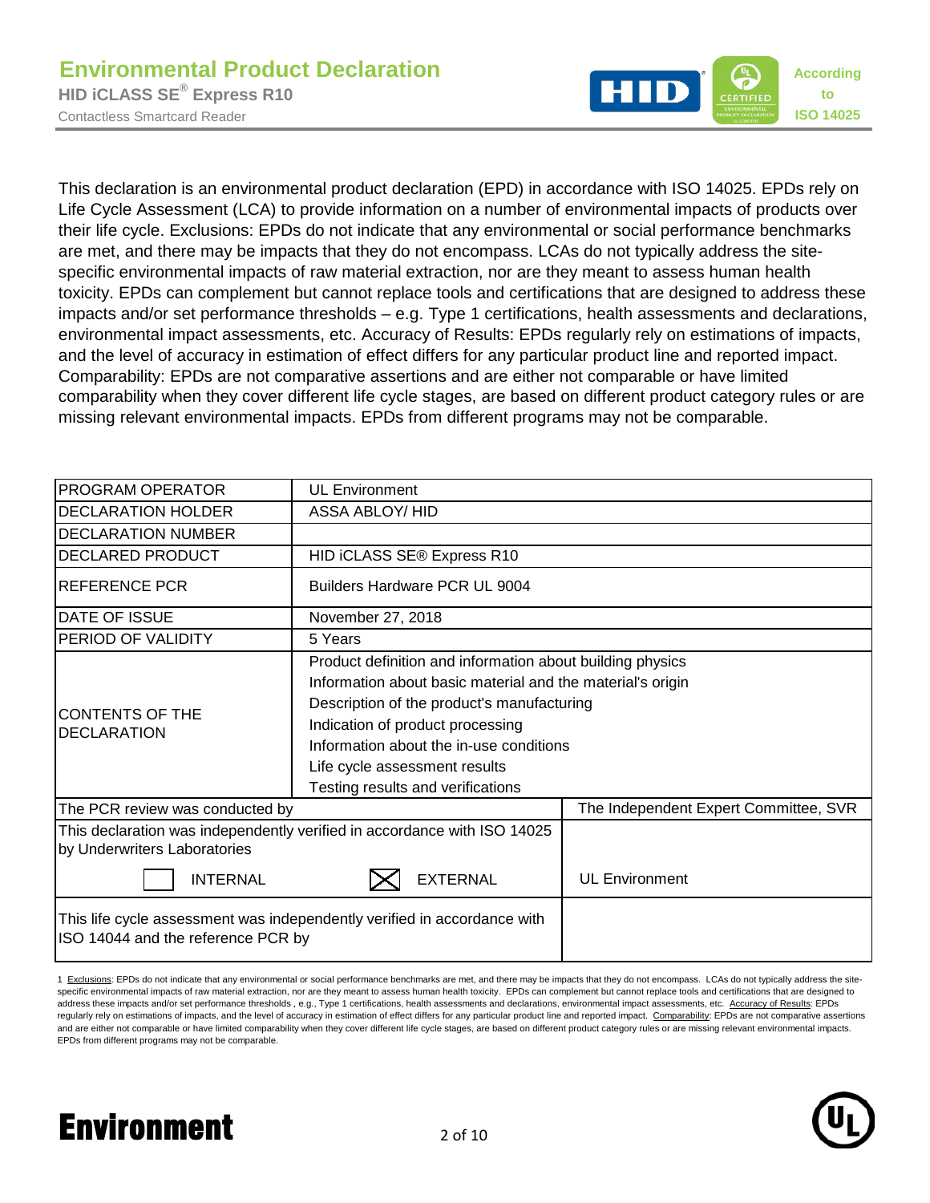This declaration is an environmental product declaration (EPD) in accordance with ISO 14025. EPDs rely on Life Cycle Assessment (LCA) to provide information on a number of environmental impacts of products over their life cycle. Exclusions: EPDs do not indicate that any environmental or social performance benchmarks are met, and there may be impacts that they do not encompass. LCAs do not typically address the site-specific environmental impacts of raw material extraction, nor are they meant to assess human health toxicity. EPDs can complement but cannot replace tools and certifications that are designed to address these impacts and/or set performance thresholds – e.g. Type 1 certifications, health assessments and declarations, environmental impact assessments, etc. Accuracy of Results: EPDs regularly rely on estimations of impacts, and the level of accuracy in estimation of effect differs for any particular product line and reported impact. Comparability: EPDs are not comparative assertions and are either not comparable or have limited comparability when they cover different life cycle stages, are based on different product category rules or are missing relevant environmental impacts. EPDs from different programs may not be comparable.

| | | |
|---|---|---|
| PROGRAM OPERATOR | UL Environment | |
| DECLARATION HOLDER | ASSA ABLOY/ HID | |
| DECLARATION NUMBER | | |
| DECLARED PRODUCT | HID iCLASS SE® Express R10 | |
| REFERENCE PCR | Builders Hardware PCR UL 9004 | |
| DATE OF ISSUE | November 27, 2018 | |
| PERIOD OF VALIDITY | 5 Years | |
| CONTENTS OF THE DECLARATION | Product definition and information about building physics<br>Information about basic material and the material's origin<br>Description of the product's manufacturing<br>Indication of product processing<br>Information about the in-use conditions<br>Life cycle assessment results<br>Testing results and verifications | |
| The PCR review was conducted by | | The Independent Expert Committee, SVR |
| This declaration was independently verified in accordance with ISO 14025 by Underwriters Laboratories<br>☐ INTERNAL ☒ EXTERNAL | | UL Environment |
| This life cycle assessment was independently verified in accordance with ISO 14044 and the reference PCR by | | |

1 Exclusions: EPDs do not indicate that any environmental or social performance benchmarks are met, and there may be impacts that they do not encompass. LCAs do not typically address the site-specific environmental impacts of raw material extraction, nor are they meant to assess human health toxicity. EPDs can complement but cannot replace tools and certifications that are designed to address these impacts and/or set performance thresholds , e.g., Type 1 certifications, health assessments and declarations, environmental impact assessments, etc. Accuracy of Results: EPDs regularly rely on estimations of impacts, and the level of accuracy in estimation of effect differs for any particular product line and reported impact. Comparability: EPDs are not comparative assertions and are either not comparable or have limited comparability when they cover different life cycle stages, are based on different product category rules or are missing relevant environmental impacts. EPDs from different programs may not be comparable.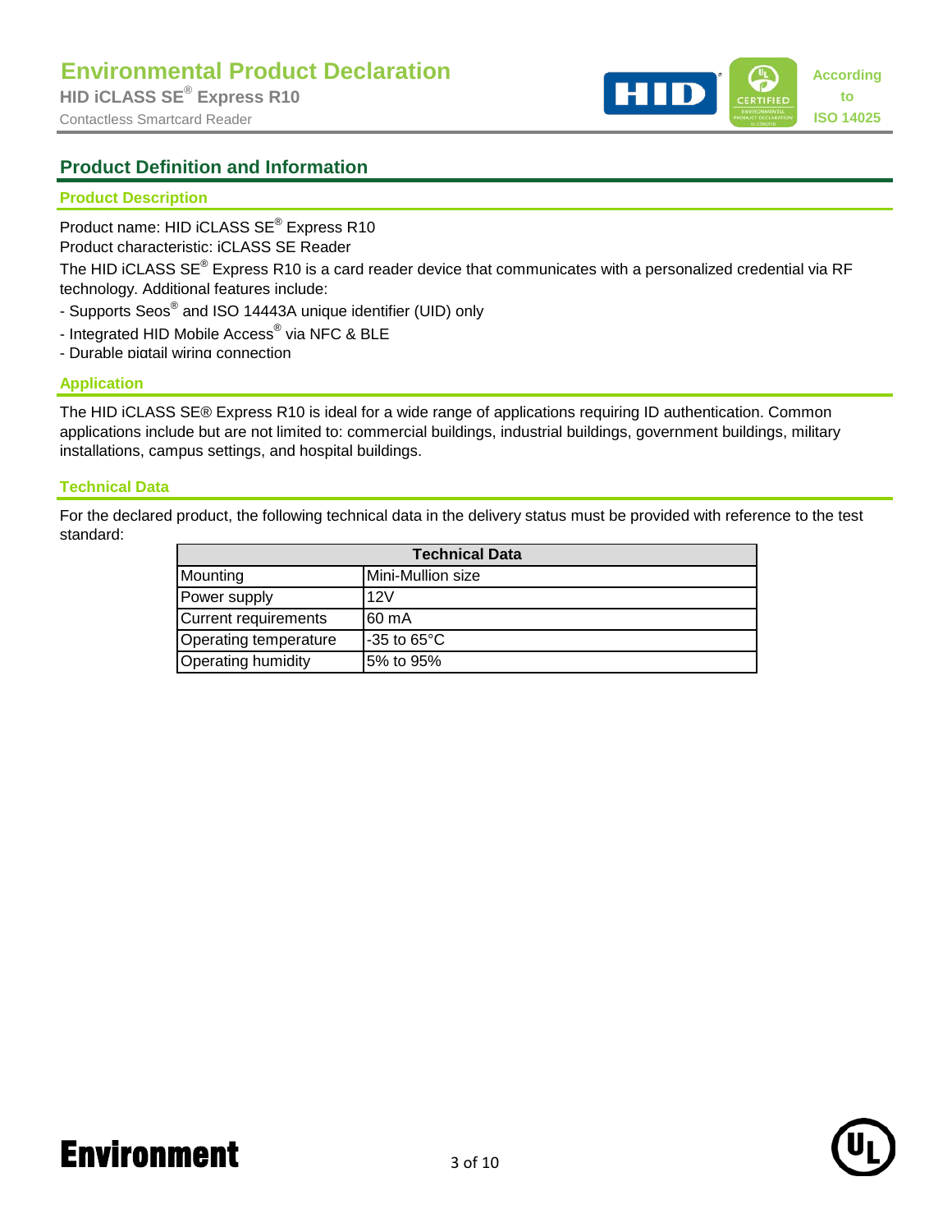## Product Definition and Information

### Product Description

Product name: HID iCLASS SE® Express R10

Product characteristic: iCLASS SE Reader

The HID iCLASS SE® Express R10 is a card reader device that communicates with a personalized credential via RF technology. Additional features include:

- Supports Seos® and ISO 14443A unique identifier (UID) only
- Integrated HID Mobile Access® via NFC & BLE
- Durable pigtail wiring connection

### Application

The HID iCLASS SE® Express R10 is ideal for a wide range of applications requiring ID authentication. Common applications include but are not limited to: commercial buildings, industrial buildings, government buildings, military installations, campus settings, and hospital buildings.

### Technical Data

For the declared product, the following technical data in the delivery status must be provided with reference to the test standard:

| Technical Data | |
|---|---|
| Mounting | Mini-Mullion size |
| Power supply | 12V |
| Current requirements | 60 mA |
| Operating temperature | -35 to 65°C |
| Operating humidity | 5% to 95% |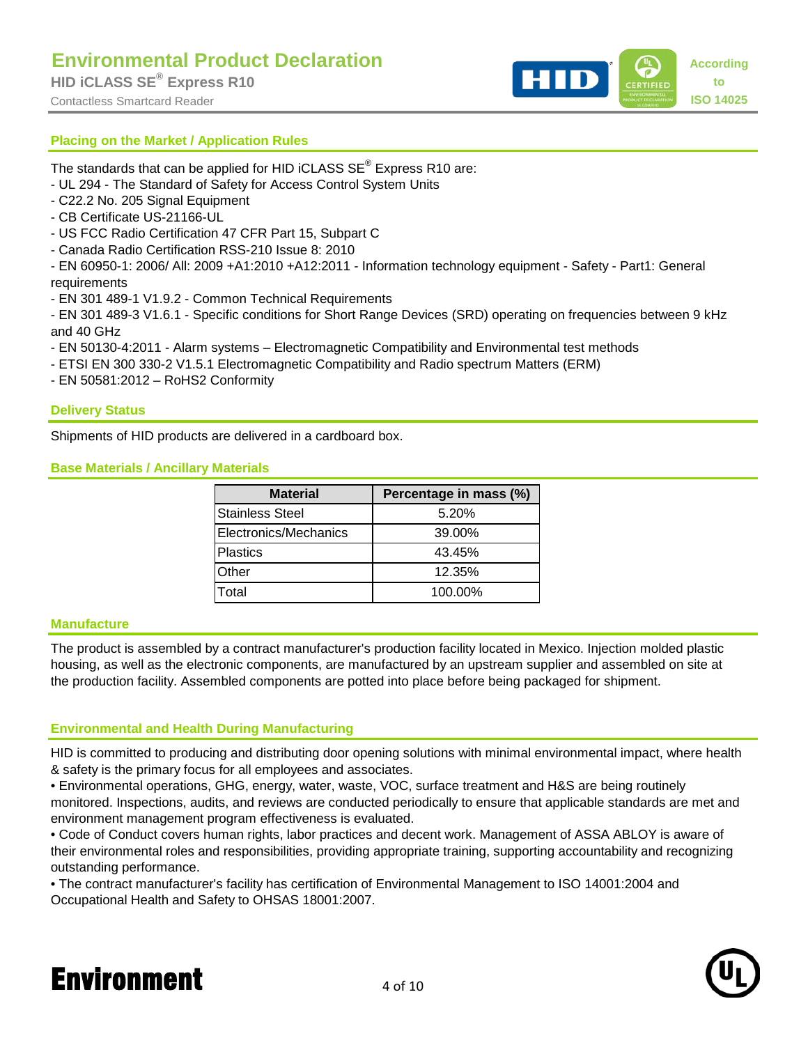## Placing on the Market / Application Rules

The standards that can be applied for HID iCLASS SE® Express R10 are:

- UL 294 - The Standard of Safety for Access Control System Units
- C22.2 No. 205 Signal Equipment
- CB Certificate US-21166-UL
- US FCC Radio Certification 47 CFR Part 15, Subpart C
- Canada Radio Certification RSS-210 Issue 8: 2010
- EN 60950-1: 2006/ All: 2009 +A1:2010 +A12:2011 - Information technology equipment - Safety - Part1: General requirements
- EN 301 489-1 V1.9.2 - Common Technical Requirements
- EN 301 489-3 V1.6.1 - Specific conditions for Short Range Devices (SRD) operating on frequencies between 9 kHz and 40 GHz
- EN 50130-4:2011 - Alarm systems – Electromagnetic Compatibility and Environmental test methods
- ETSI EN 300 330-2 V1.5.1 Electromagnetic Compatibility and Radio spectrum Matters (ERM)
- EN 50581:2012 – RoHS2 Conformity

## Delivery Status

Shipments of HID products are delivered in a cardboard box.

## Base Materials / Ancillary Materials

| Material | Percentage in mass (%) |
|---|---|
| Stainless Steel | 5.20% |
| Electronics/Mechanics | 39.00% |
| Plastics | 43.45% |
| Other | 12.35% |
| Total | 100.00% |

## Manufacture

The product is assembled by a contract manufacturer's production facility located in Mexico. Injection molded plastic housing, as well as the electronic components, are manufactured by an upstream supplier and assembled on site at the production facility. Assembled components are potted into place before being packaged for shipment.

## Environmental and Health During Manufacturing

HID is committed to producing and distributing door opening solutions with minimal environmental impact, where health & safety is the primary focus for all employees and associates.

- Environmental operations, GHG, energy, water, waste, VOC, surface treatment and H&S are being routinely monitored. Inspections, audits, and reviews are conducted periodically to ensure that applicable standards are met and environment management program effectiveness is evaluated.
- Code of Conduct covers human rights, labor practices and decent work. Management of ASSA ABLOY is aware of their environmental roles and responsibilities, providing appropriate training, supporting accountability and recognizing outstanding performance.
- The contract manufacturer's facility has certification of Environmental Management to ISO 14001:2004 and Occupational Health and Safety to OHSAS 18001:2007.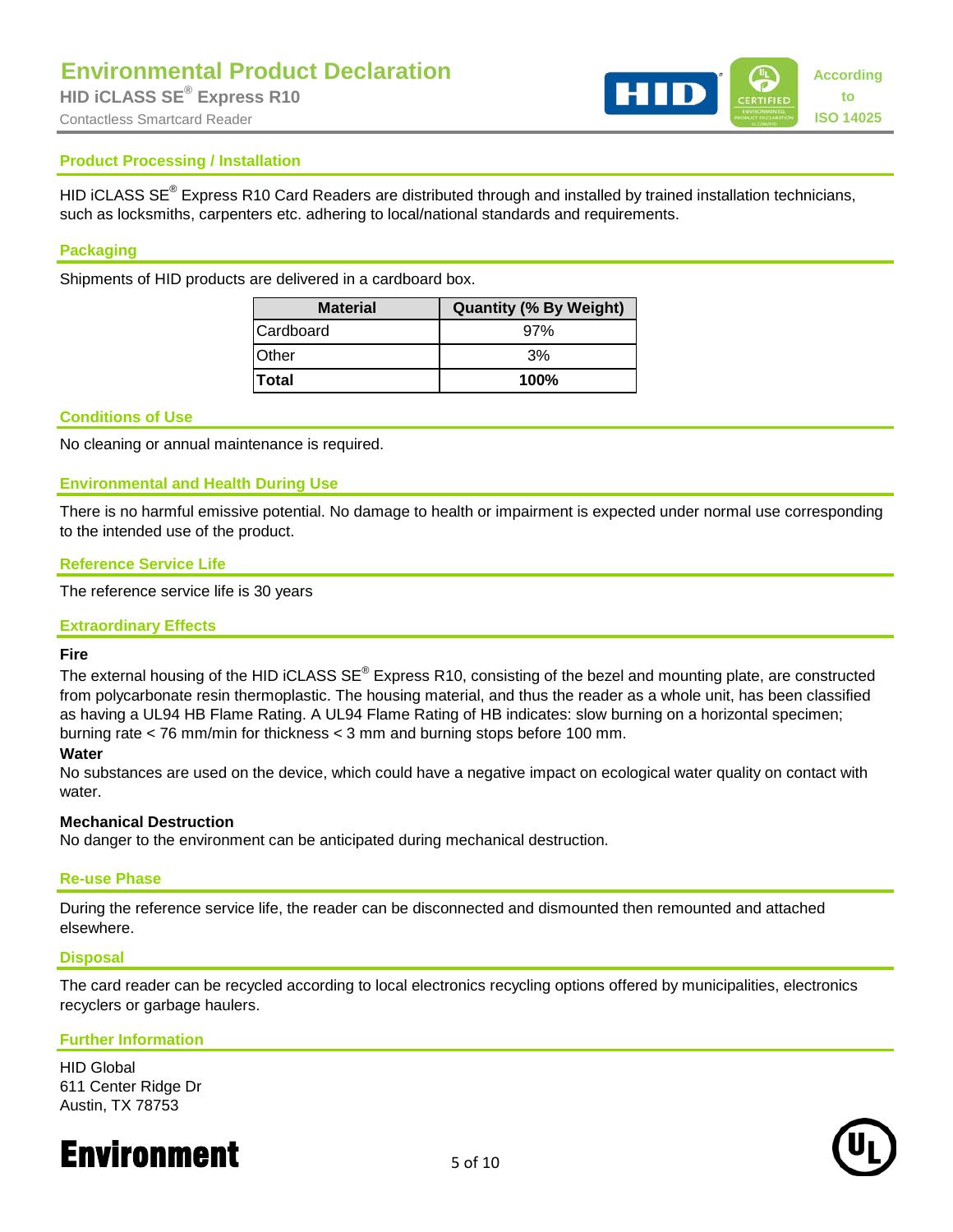## Product Processing / Installation

HID iCLASS SE® Express R10 Card Readers are distributed through and installed by trained installation technicians, such as locksmiths, carpenters etc. adhering to local/national standards and requirements.

## Packaging

Shipments of HID products are delivered in a cardboard box.

| Material | Quantity (% By Weight) |
|---|---|
| Cardboard | 97% |
| Other | 3% |
| **Total** | **100%** |

## Conditions of Use

No cleaning or annual maintenance is required.

## Environmental and Health During Use

There is no harmful emissive potential. No damage to health or impairment is expected under normal use corresponding to the intended use of the product.

## Reference Service Life

The reference service life is 30 years

## Extraordinary Effects

**Fire**

The external housing of the HID iCLASS SE® Express R10, consisting of the bezel and mounting plate, are constructed from polycarbonate resin thermoplastic. The housing material, and thus the reader as a whole unit, has been classified as having a UL94 HB Flame Rating. A UL94 Flame Rating of HB indicates: slow burning on a horizontal specimen; burning rate < 76 mm/min for thickness < 3 mm and burning stops before 100 mm.

**Water**

No substances are used on the device, which could have a negative impact on ecological water quality on contact with water.

**Mechanical Destruction**

No danger to the environment can be anticipated during mechanical destruction.

## Re-use Phase

During the reference service life, the reader can be disconnected and dismounted then remounted and attached elsewhere.

## Disposal

The card reader can be recycled according to local electronics recycling options offered by municipalities, electronics recyclers or garbage haulers.

## Further Information

HID Global
611 Center Ridge Dr
Austin, TX 78753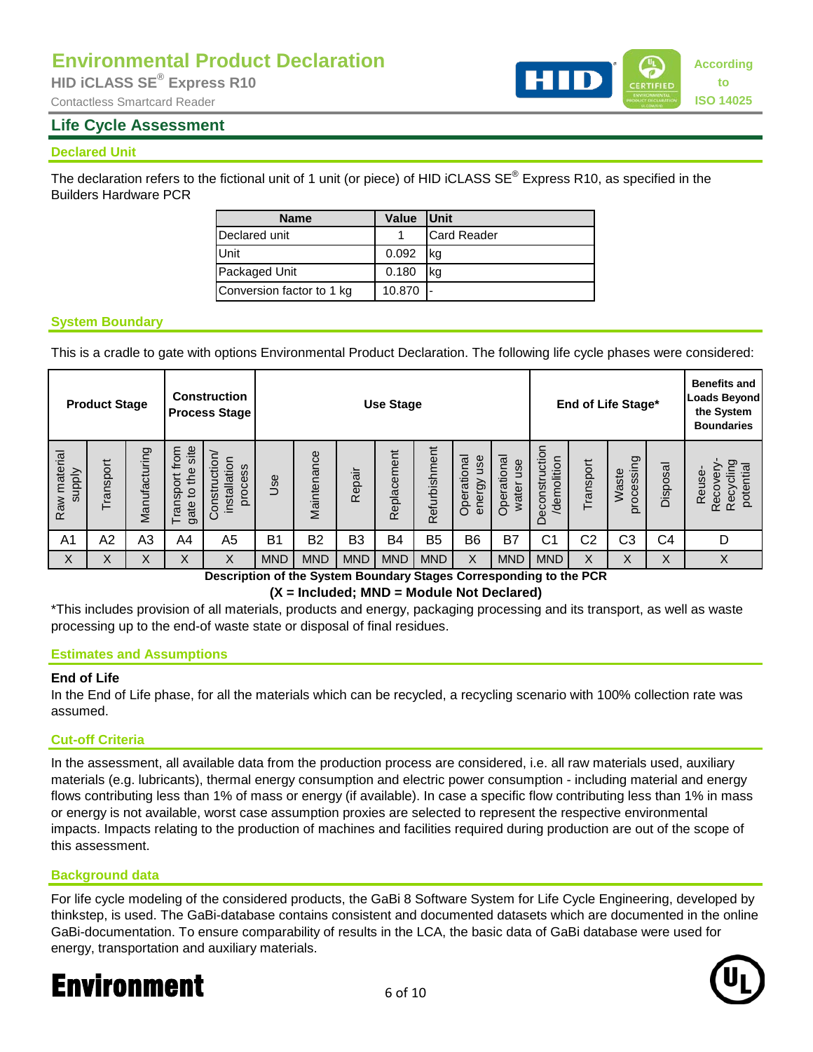# Environmental Product Declaration

**HID iCLASS SE® Express R10**

Contactless Smartcard Reader

According to ISO 14025

## Life Cycle Assessment

### Declared Unit

The declaration refers to the fictional unit of 1 unit (or piece) of HID iCLASS SE® Express R10, as specified in the Builders Hardware PCR

| Name | Value | Unit |
|---|---|---|
| Declared unit | 1 | Card Reader |
| Unit | 0.092 | kg |
| Packaged Unit | 0.180 | kg |
| Conversion factor to 1 kg | 10.870 | - |

### System Boundary

This is a cradle to gate with options Environmental Product Declaration. The following life cycle phases were considered:

| Product Stage | | | Construction Process Stage | | Use Stage | | | | | | | End of Life Stage* | | | | Benefits and Loads Beyond the System Boundaries |
|---|---|---|---|---|---|---|---|---|---|---|---|---|---|---|---|---|
| Raw material supply | Transport | Manufacturing | Transport from gate to the site | Construction/ installation process | Use | Maintenance | Repair | Replacement | Refurbishment | Operational energy use | Operational water use | Deconstruction /demolition | Transport | Waste processing | Disposal | Reuse-Recovery-Recycling potential |
| A1 | A2 | A3 | A4 | A5 | B1 | B2 | B3 | B4 | B5 | B6 | B7 | C1 | C2 | C3 | C4 | D |
| X | X | X | X | X | MND | MND | MND | MND | MND | X | MND | MND | X | X | X | X |

**Description of the System Boundary Stages Corresponding to the PCR**
**(X = Included; MND = Module Not Declared)**

*This includes provision of all materials, products and energy, packaging processing and its transport, as well as waste processing up to the end-of waste state or disposal of final residues.

### Estimates and Assumptions

**End of Life**

In the End of Life phase, for all the materials which can be recycled, a recycling scenario with 100% collection rate was assumed.

### Cut-off Criteria

In the assessment, all available data from the production process are considered, i.e. all raw materials used, auxiliary materials (e.g. lubricants), thermal energy consumption and electric power consumption - including material and energy flows contributing less than 1% of mass or energy (if available). In case a specific flow contributing less than 1% in mass or energy is not available, worst case assumption proxies are selected to represent the respective environmental impacts. Impacts relating to the production of machines and facilities required during production are out of the scope of this assessment.

### Background data

For life cycle modeling of the considered products, the GaBi 8 Software System for Life Cycle Engineering, developed by thinkstep, is used. The GaBi-database contains consistent and documented datasets which are documented in the online GaBi-documentation. To ensure comparability of results in the LCA, the basic data of GaBi database were used for energy, transportation and auxiliary materials.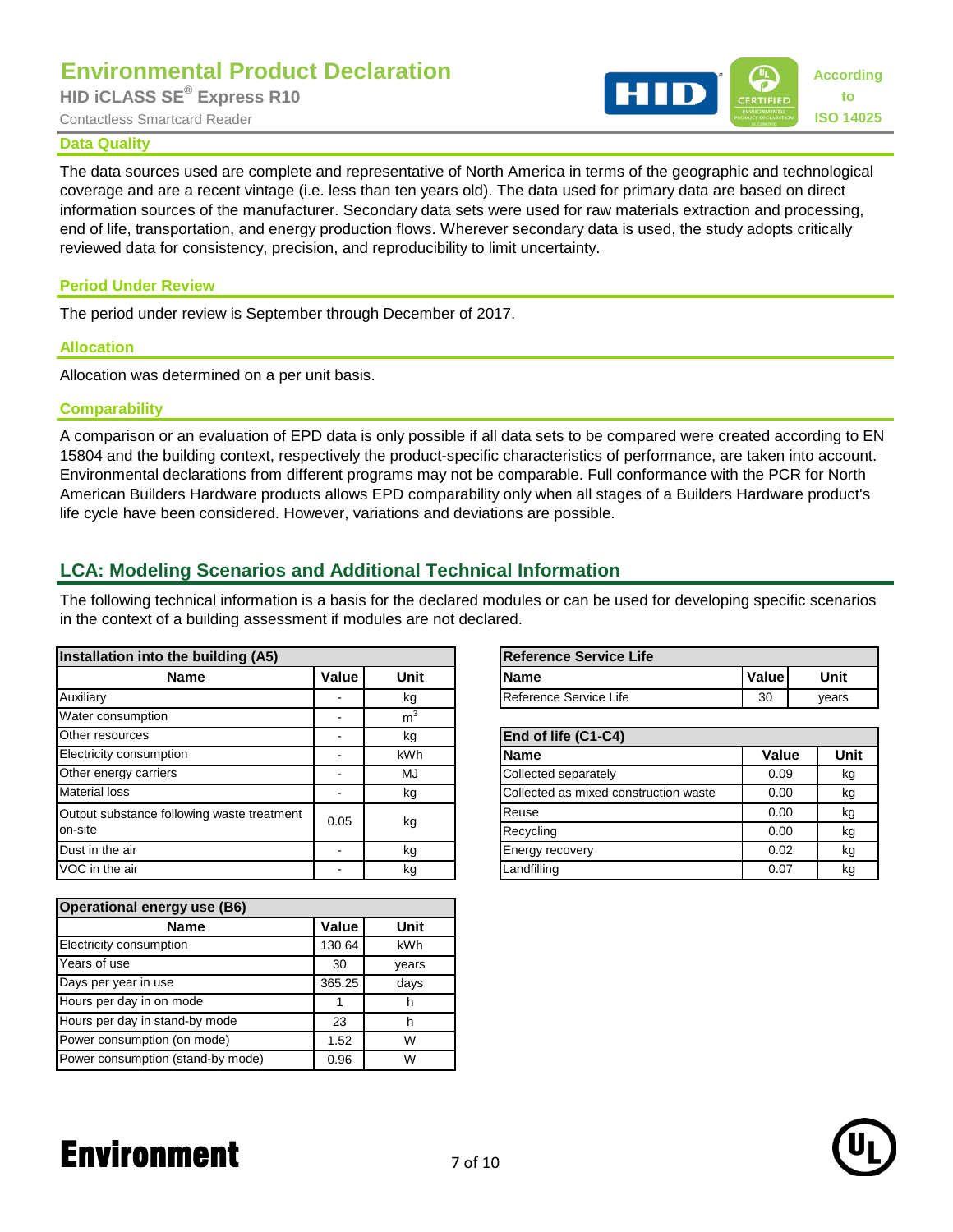## Data Quality

The data sources used are complete and representative of North America in terms of the geographic and technological coverage and are a recent vintage (i.e. less than ten years old). The data used for primary data are based on direct information sources of the manufacturer. Secondary data sets were used for raw materials extraction and processing, end of life, transportation, and energy production flows. Wherever secondary data is used, the study adopts critically reviewed data for consistency, precision, and reproducibility to limit uncertainty.

## Period Under Review

The period under review is September through December of 2017.

## Allocation

Allocation was determined on a per unit basis.

## Comparability

A comparison or an evaluation of EPD data is only possible if all data sets to be compared were created according to EN 15804 and the building context, respectively the product-specific characteristics of performance, are taken into account. Environmental declarations from different programs may not be comparable. Full conformance with the PCR for North American Builders Hardware products allows EPD comparability only when all stages of a Builders Hardware product's life cycle have been considered. However, variations and deviations are possible.

## LCA: Modeling Scenarios and Additional Technical Information

The following technical information is a basis for the declared modules or can be used for developing specific scenarios in the context of a building assessment if modules are not declared.

**Installation into the building (A5)**

| Name | Value | Unit |
|---|---|---|
| Auxiliary | - | kg |
| Water consumption | - | $m^3$ |
| Other resources | - | kg |
| Electricity consumption | - | kWh |
| Other energy carriers | - | MJ |
| Material loss | - | kg |
| Output substance following waste treatment on-site | 0.05 | kg |
| Dust in the air | - | kg |
| VOC in the air | - | kg |

**Operational energy use (B6)**

| Name | Value | Unit |
|---|---|---|
| Electricity consumption | 130.64 | kWh |
| Years of use | 30 | years |
| Days per year in use | 365.25 | days |
| Hours per day in on mode | 1 | h |
| Hours per day in stand-by mode | 23 | h |
| Power consumption (on mode) | 1.52 | W |
| Power consumption (stand-by mode) | 0.96 | W |

**Reference Service Life**

| Name | Value | Unit |
|---|---|---|
| Reference Service Life | 30 | years |

**End of life (C1-C4)**

| Name | Value | Unit |
|---|---|---|
| Collected separately | 0.09 | kg |
| Collected as mixed construction waste | 0.00 | kg |
| Reuse | 0.00 | kg |
| Recycling | 0.00 | kg |
| Energy recovery | 0.02 | kg |
| Landfilling | 0.07 | kg |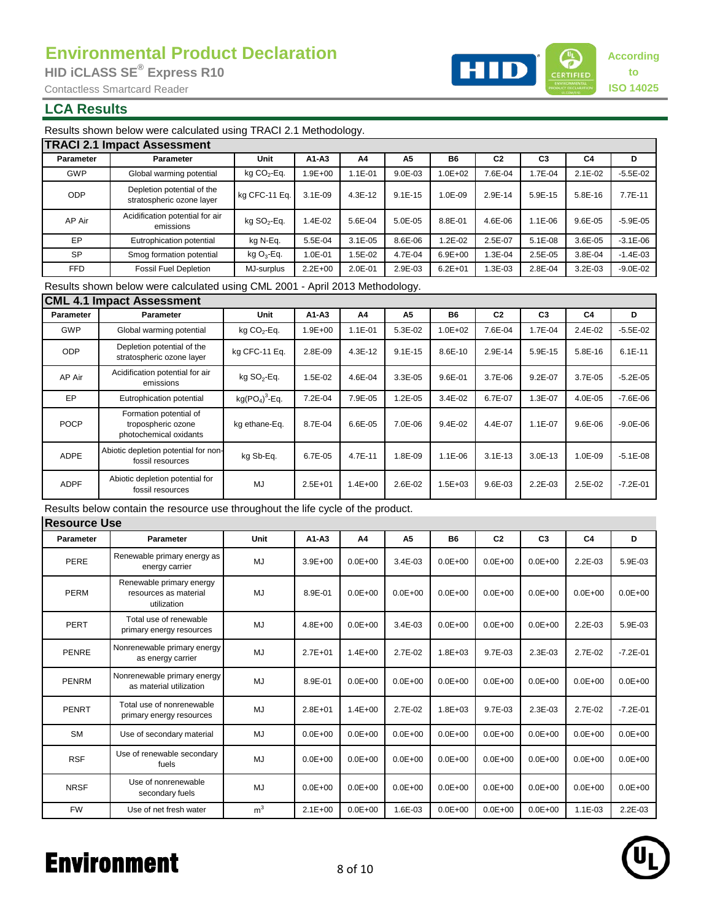# Environmental Product Declaration

**HID iCLASS SE® Express R10**

Contactless Smartcard Reader

According to ISO 14025

## LCA Results

Results shown below were calculated using TRACI 2.1 Methodology.

| TRACI 2.1 Impact Assessment | | | | | | | | | | |
|---|---|---|---|---|---|---|---|---|---|---|
| Parameter | Parameter | Unit | A1-A3 | A4 | A5 | B6 | C2 | C3 | C4 | D |
| GWP | Global warming potential | kg $CO_2$-Eq. | 1.9E+00 | 1.1E-01 | 9.0E-03 | 1.0E+02 | 7.6E-04 | 1.7E-04 | 2.1E-02 | -5.5E-02 |
| ODP | Depletion potential of the stratospheric ozone layer | kg CFC-11 Eq. | 3.1E-09 | 4.3E-12 | 9.1E-15 | 1.0E-09 | 2.9E-14 | 5.9E-15 | 5.8E-16 | 7.7E-11 |
| AP Air | Acidification potential for air emissions | kg $SO_2$-Eq. | 1.4E-02 | 5.6E-04 | 5.0E-05 | 8.8E-01 | 4.6E-06 | 1.1E-06 | 9.6E-05 | -5.9E-05 |
| EP | Eutrophication potential | kg N-Eq. | 5.5E-04 | 3.1E-05 | 8.6E-06 | 1.2E-02 | 2.5E-07 | 5.1E-08 | 3.6E-05 | -3.1E-06 |
| SP | Smog formation potential | kg $O_3$-Eq. | 1.0E-01 | 1.5E-02 | 4.7E-04 | 6.9E+00 | 1.3E-04 | 2.5E-05 | 3.8E-04 | -1.4E-03 |
| FFD | Fossil Fuel Depletion | MJ-surplus | 2.2E+00 | 2.0E-01 | 2.9E-03 | 6.2E+01 | 1.3E-03 | 2.8E-04 | 3.2E-03 | -9.0E-02 |

Results shown below were calculated using CML 2001 - April 2013 Methodology.

| CML 4.1 Impact Assessment | | | | | | | | | | |
|---|---|---|---|---|---|---|---|---|---|---|
| Parameter | Parameter | Unit | A1-A3 | A4 | A5 | B6 | C2 | C3 | C4 | D |
| GWP | Global warming potential | kg $CO_2$-Eq. | 1.9E+00 | 1.1E-01 | 5.3E-02 | 1.0E+02 | 7.6E-04 | 1.7E-04 | 2.4E-02 | -5.5E-02 |
| ODP | Depletion potential of the stratospheric ozone layer | kg CFC-11 Eq. | 2.8E-09 | 4.3E-12 | 9.1E-15 | 8.6E-10 | 2.9E-14 | 5.9E-15 | 5.8E-16 | 6.1E-11 |
| AP Air | Acidification potential for air emissions | kg $SO_2$-Eq. | 1.5E-02 | 4.6E-04 | 3.3E-05 | 9.6E-01 | 3.7E-06 | 9.2E-07 | 3.7E-05 | -5.2E-05 |
| EP | Eutrophication potential | kg$(PO_4)^3$-Eq. | 7.2E-04 | 7.9E-05 | 1.2E-05 | 3.4E-02 | 6.7E-07 | 1.3E-07 | 4.0E-05 | -7.6E-06 |
| POCP | Formation potential of tropospheric ozone photochemical oxidants | kg ethane-Eq. | 8.7E-04 | 6.6E-05 | 7.0E-06 | 9.4E-02 | 4.4E-07 | 1.1E-07 | 9.6E-06 | -9.0E-06 |
| ADPE | Abiotic depletion potential for non-fossil resources | kg Sb-Eq. | 6.7E-05 | 4.7E-11 | 1.8E-09 | 1.1E-06 | 3.1E-13 | 3.0E-13 | 1.0E-09 | -5.1E-08 |
| ADPF | Abiotic depletion potential for fossil resources | MJ | 2.5E+01 | 1.4E+00 | 2.6E-02 | 1.5E+03 | 9.6E-03 | 2.2E-03 | 2.5E-02 | -7.2E-01 |

Results below contain the resource use throughout the life cycle of the product.

| Resource Use | | | | | | | | | | |
|---|---|---|---|---|---|---|---|---|---|---|
| Parameter | Parameter | Unit | A1-A3 | A4 | A5 | B6 | C2 | C3 | C4 | D |
| PERE | Renewable primary energy as energy carrier | MJ | 3.9E+00 | 0.0E+00 | 3.4E-03 | 0.0E+00 | 0.0E+00 | 0.0E+00 | 2.2E-03 | 5.9E-03 |
| PERM | Renewable primary energy resources as material utilization | MJ | 8.9E-01 | 0.0E+00 | 0.0E+00 | 0.0E+00 | 0.0E+00 | 0.0E+00 | 0.0E+00 | 0.0E+00 |
| PERT | Total use of renewable primary energy resources | MJ | 4.8E+00 | 0.0E+00 | 3.4E-03 | 0.0E+00 | 0.0E+00 | 0.0E+00 | 2.2E-03 | 5.9E-03 |
| PENRE | Nonrenewable primary energy as energy carrier | MJ | 2.7E+01 | 1.4E+00 | 2.7E-02 | 1.8E+03 | 9.7E-03 | 2.3E-03 | 2.7E-02 | -7.2E-01 |
| PENRM | Nonrenewable primary energy as material utilization | MJ | 8.9E-01 | 0.0E+00 | 0.0E+00 | 0.0E+00 | 0.0E+00 | 0.0E+00 | 0.0E+00 | 0.0E+00 |
| PENRT | Total use of nonrenewable primary energy resources | MJ | 2.8E+01 | 1.4E+00 | 2.7E-02 | 1.8E+03 | 9.7E-03 | 2.3E-03 | 2.7E-02 | -7.2E-01 |
| SM | Use of secondary material | MJ | 0.0E+00 | 0.0E+00 | 0.0E+00 | 0.0E+00 | 0.0E+00 | 0.0E+00 | 0.0E+00 | 0.0E+00 |
| RSF | Use of renewable secondary fuels | MJ | 0.0E+00 | 0.0E+00 | 0.0E+00 | 0.0E+00 | 0.0E+00 | 0.0E+00 | 0.0E+00 | 0.0E+00 |
| NRSF | Use of nonrenewable secondary fuels | MJ | 0.0E+00 | 0.0E+00 | 0.0E+00 | 0.0E+00 | 0.0E+00 | 0.0E+00 | 0.0E+00 | 0.0E+00 |
| FW | Use of net fresh water | $m^3$ | 2.1E+00 | 0.0E+00 | 1.6E-03 | 0.0E+00 | 0.0E+00 | 0.0E+00 | 1.1E-03 | 2.2E-03 |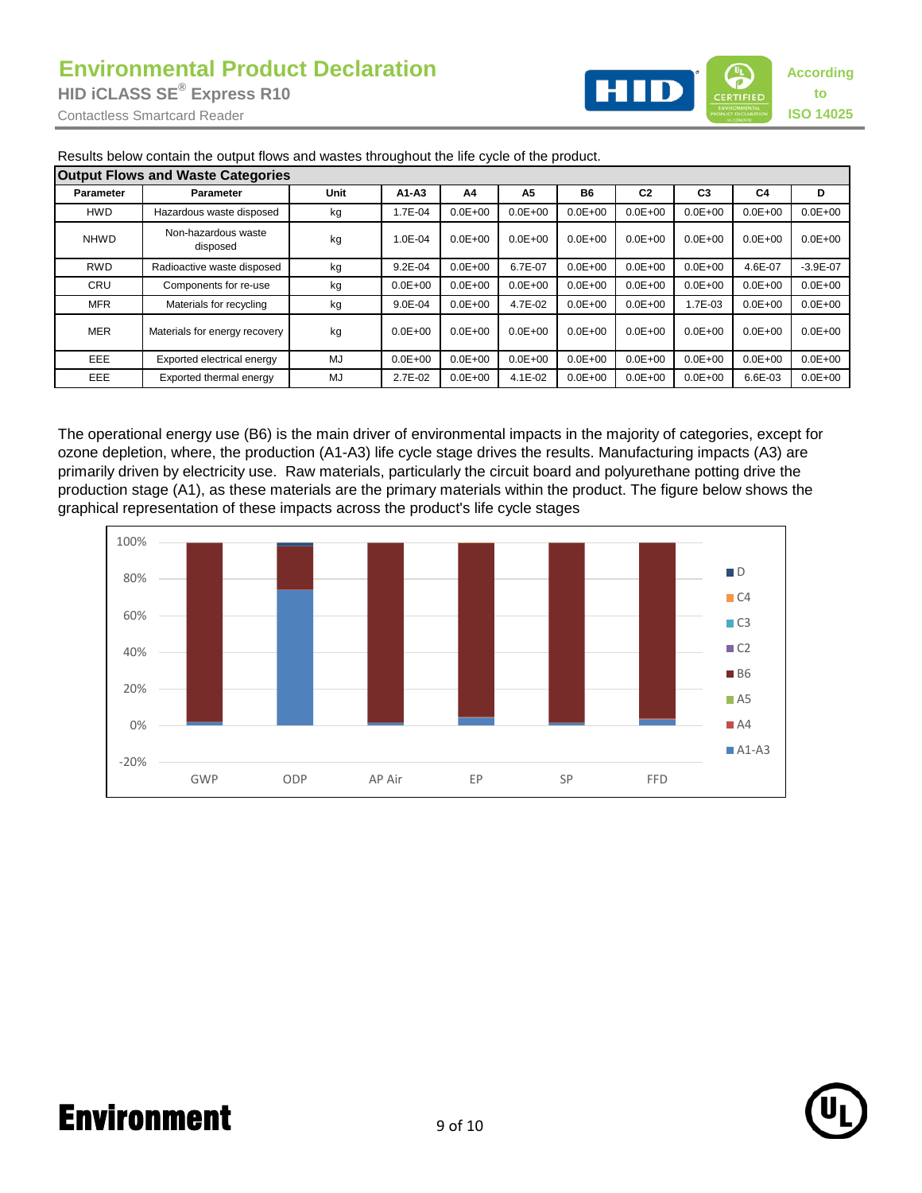Results below contain the output flows and wastes throughout the life cycle of the product.

| Output Flows and Waste Categories | | | | | | | | | | |
|---|---|---|---|---|---|---|---|---|---|---|
| **Parameter** | **Parameter** | **Unit** | **A1-A3** | **A4** | **A5** | **B6** | **C2** | **C3** | **C4** | **D** |
| HWD | Hazardous waste disposed | kg | 1.7E-04 | 0.0E+00 | 0.0E+00 | 0.0E+00 | 0.0E+00 | 0.0E+00 | 0.0E+00 | 0.0E+00 |
| NHWD | Non-hazardous waste disposed | kg | 1.0E-04 | 0.0E+00 | 0.0E+00 | 0.0E+00 | 0.0E+00 | 0.0E+00 | 0.0E+00 | 0.0E+00 |
| RWD | Radioactive waste disposed | kg | 9.2E-04 | 0.0E+00 | 6.7E-07 | 0.0E+00 | 0.0E+00 | 0.0E+00 | 4.6E-07 | -3.9E-07 |
| CRU | Components for re-use | kg | 0.0E+00 | 0.0E+00 | 0.0E+00 | 0.0E+00 | 0.0E+00 | 0.0E+00 | 0.0E+00 | 0.0E+00 |
| MFR | Materials for recycling | kg | 9.0E-04 | 0.0E+00 | 4.7E-02 | 0.0E+00 | 0.0E+00 | 1.7E-03 | 0.0E+00 | 0.0E+00 |
| MER | Materials for energy recovery | kg | 0.0E+00 | 0.0E+00 | 0.0E+00 | 0.0E+00 | 0.0E+00 | 0.0E+00 | 0.0E+00 | 0.0E+00 |
| EEE | Exported electrical energy | MJ | 0.0E+00 | 0.0E+00 | 0.0E+00 | 0.0E+00 | 0.0E+00 | 0.0E+00 | 0.0E+00 | 0.0E+00 |
| EEE | Exported thermal energy | MJ | 2.7E-02 | 0.0E+00 | 4.1E-02 | 0.0E+00 | 0.0E+00 | 0.0E+00 | 6.6E-03 | 0.0E+00 |

The operational energy use (B6) is the main driver of environmental impacts in the majority of categories, except for ozone depletion, where, the production (A1-A3) life cycle stage drives the results. Manufacturing impacts (A3) are primarily driven by electricity use. Raw materials, particularly the circuit board and polyurethane potting drive the production stage (A1), as these materials are the primary materials within the product. The figure below shows the graphical representation of these impacts across the product's life cycle stages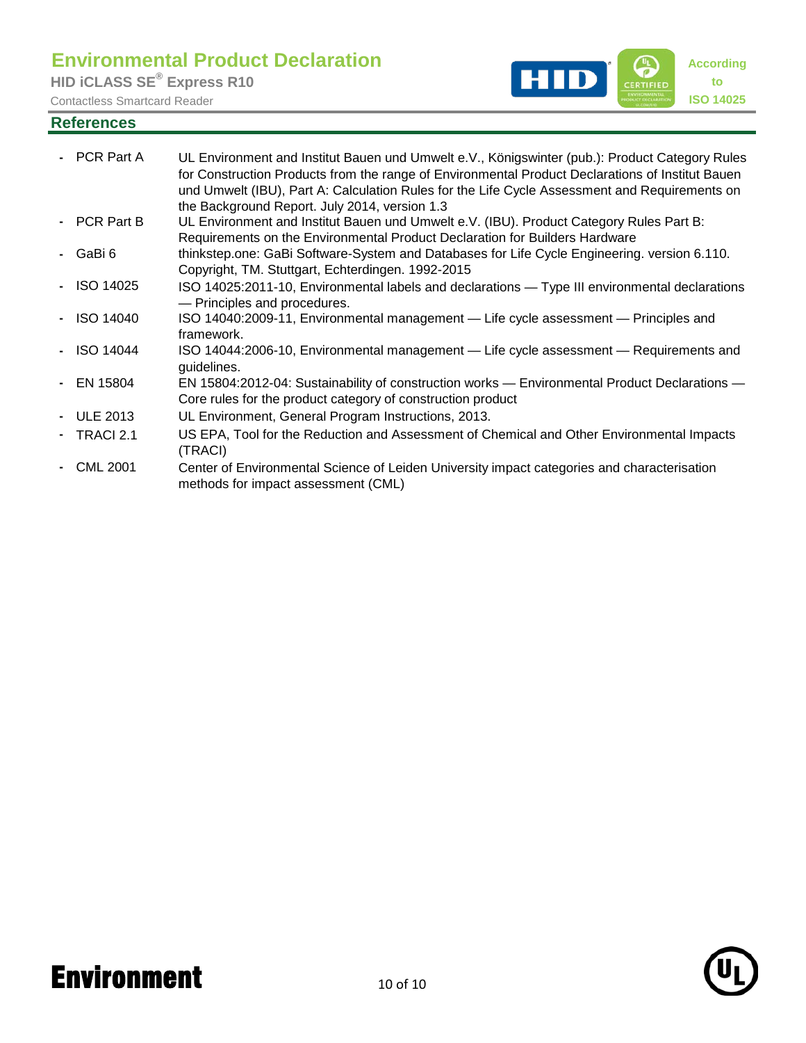## References

- PCR Part A — UL Environment and Institut Bauen und Umwelt e.V., Königswinter (pub.): Product Category Rules for Construction Products from the range of Environmental Product Declarations of Institut Bauen und Umwelt (IBU), Part A: Calculation Rules for the Life Cycle Assessment and Requirements on the Background Report. July 2014, version 1.3
- PCR Part B — UL Environment and Institut Bauen und Umwelt e.V. (IBU). Product Category Rules Part B: Requirements on the Environmental Product Declaration for Builders Hardware
- GaBi 6 — thinkstep.one: GaBi Software-System and Databases for Life Cycle Engineering. version 6.110. Copyright, TM. Stuttgart, Echterdingen. 1992-2015
- ISO 14025 — ISO 14025:2011-10, Environmental labels and declarations — Type III environmental declarations — Principles and procedures.
- ISO 14040 — ISO 14040:2009-11, Environmental management — Life cycle assessment — Principles and framework.
- ISO 14044 — ISO 14044:2006-10, Environmental management — Life cycle assessment — Requirements and guidelines.
- EN 15804 — EN 15804:2012-04: Sustainability of construction works — Environmental Product Declarations — Core rules for the product category of construction product
- ULE 2013 — UL Environment, General Program Instructions, 2013.
- TRACI 2.1 — US EPA, Tool for the Reduction and Assessment of Chemical and Other Environmental Impacts (TRACI)
- CML 2001 — Center of Environmental Science of Leiden University impact categories and characterisation methods for impact assessment (CML)